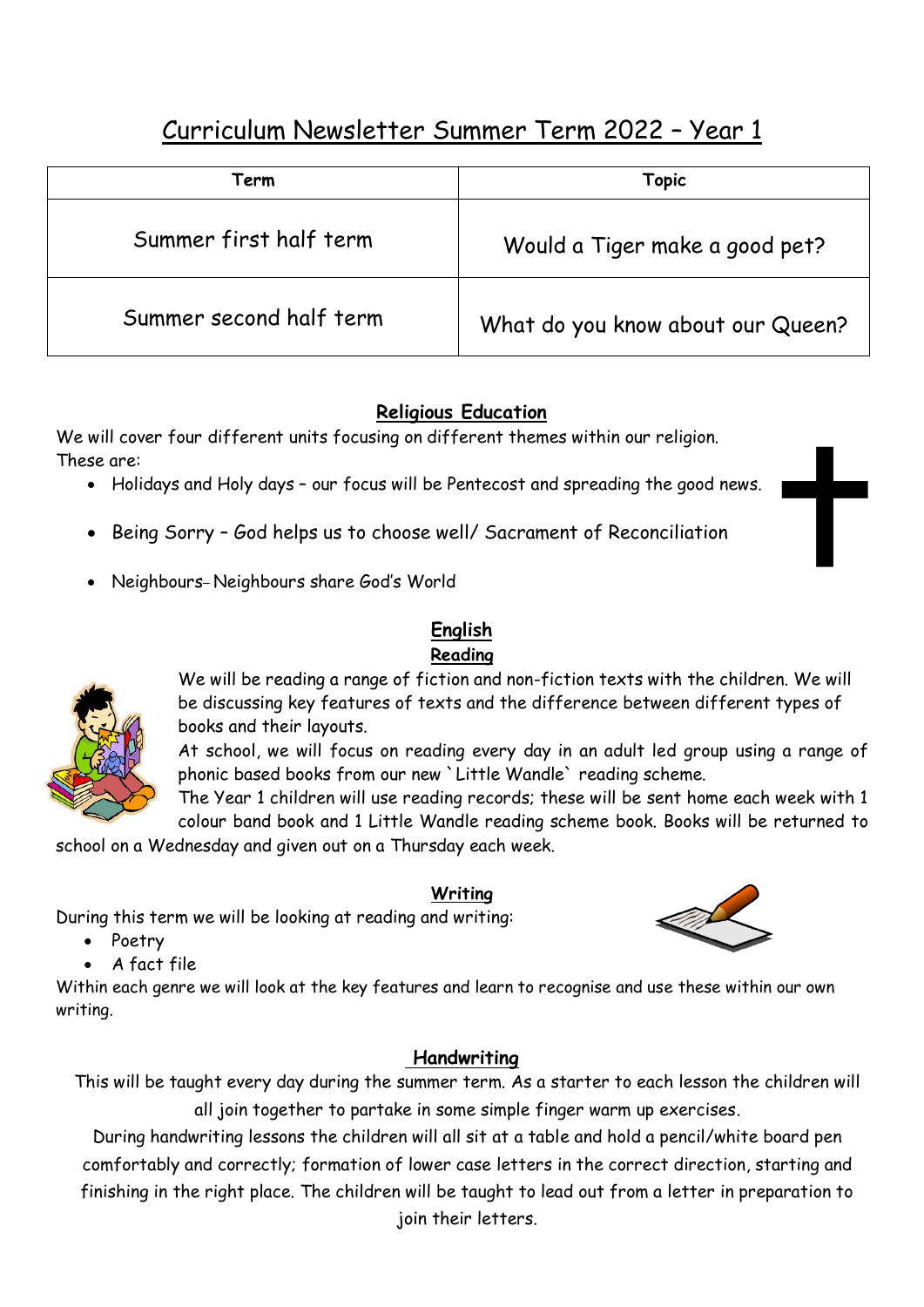# Curriculum Newsletter Summer Term 2022 – Year 1

| Term | Topic |
| --- | --- |
| Summer first half term | Would a Tiger make a good pet? |
| Summer second half term | What do you know about our Queen? |

## Religious Education

We will cover four different units focusing on different themes within our religion. These are:

- Holidays and Holy days – our focus will be Pentecost and spreading the good news.
- Being Sorry – God helps us to choose well/ Sacrament of Reconciliation
- Neighbours– Neighbours share God's World

## English

### Reading

We will be reading a range of fiction and non-fiction texts with the children. We will be discussing key features of texts and the difference between different types of books and their layouts.

At school, we will focus on reading every day in an adult led group using a range of phonic based books from our new `Little Wandle` reading scheme.

The Year 1 children will use reading records; these will be sent home each week with 1 colour band book and 1 Little Wandle reading scheme book. Books will be returned to school on a Wednesday and given out on a Thursday each week.

### Writing

During this term we will be looking at reading and writing:

- Poetry
- A fact file

Within each genre we will look at the key features and learn to recognise and use these within our own writing.

### Handwriting

This will be taught every day during the summer term. As a starter to each lesson the children will all join together to partake in some simple finger warm up exercises.

During handwriting lessons the children will all sit at a table and hold a pencil/white board pen comfortably and correctly; formation of lower case letters in the correct direction, starting and finishing in the right place. The children will be taught to lead out from a letter in preparation to join their letters.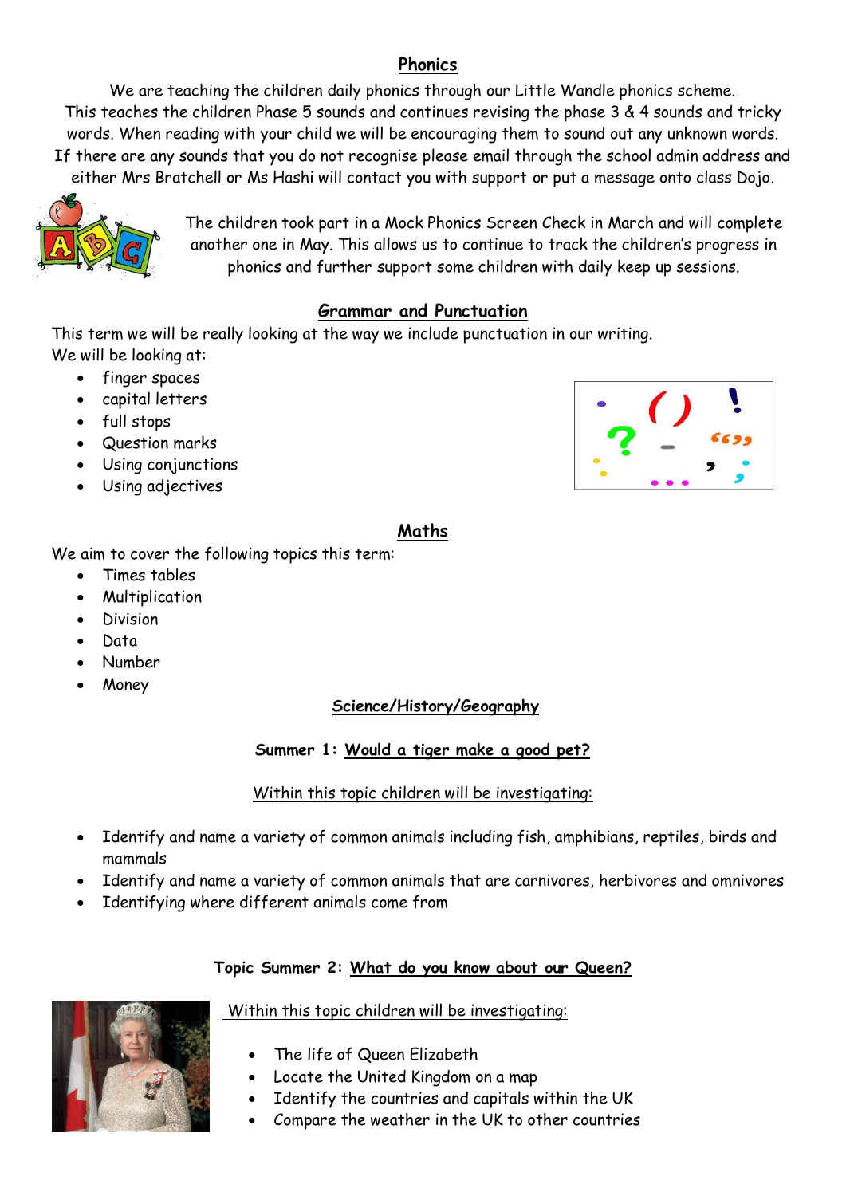## Phonics

We are teaching the children daily phonics through our Little Wandle phonics scheme. This teaches the children Phase 5 sounds and continues revising the phase 3 & 4 sounds and tricky words. When reading with your child we will be encouraging them to sound out any unknown words. If there are any sounds that you do not recognise please email through the school admin address and either Mrs Bratchell or Ms Hashi will contact you with support or put a message onto class Dojo.

The children took part in a Mock Phonics Screen Check in March and will complete another one in May. This allows us to continue to track the children's progress in phonics and further support some children with daily keep up sessions.

## Grammar and Punctuation

This term we will be really looking at the way we include punctuation in our writing.
We will be looking at:

- finger spaces
- capital letters
- full stops
- Question marks
- Using conjunctions
- Using adjectives

## Maths

We aim to cover the following topics this term:

- Times tables
- Multiplication
- Division
- Data
- Number
- Money

## Science/History/Geography

### Summer 1: Would a tiger make a good pet?

Within this topic children will be investigating:

- Identify and name a variety of common animals including fish, amphibians, reptiles, birds and mammals
- Identify and name a variety of common animals that are carnivores, herbivores and omnivores
- Identifying where different animals come from

### Topic Summer 2: What do you know about our Queen?

Within this topic children will be investigating:

- The life of Queen Elizabeth
- Locate the United Kingdom on a map
- Identify the countries and capitals within the UK
- Compare the weather in the UK to other countries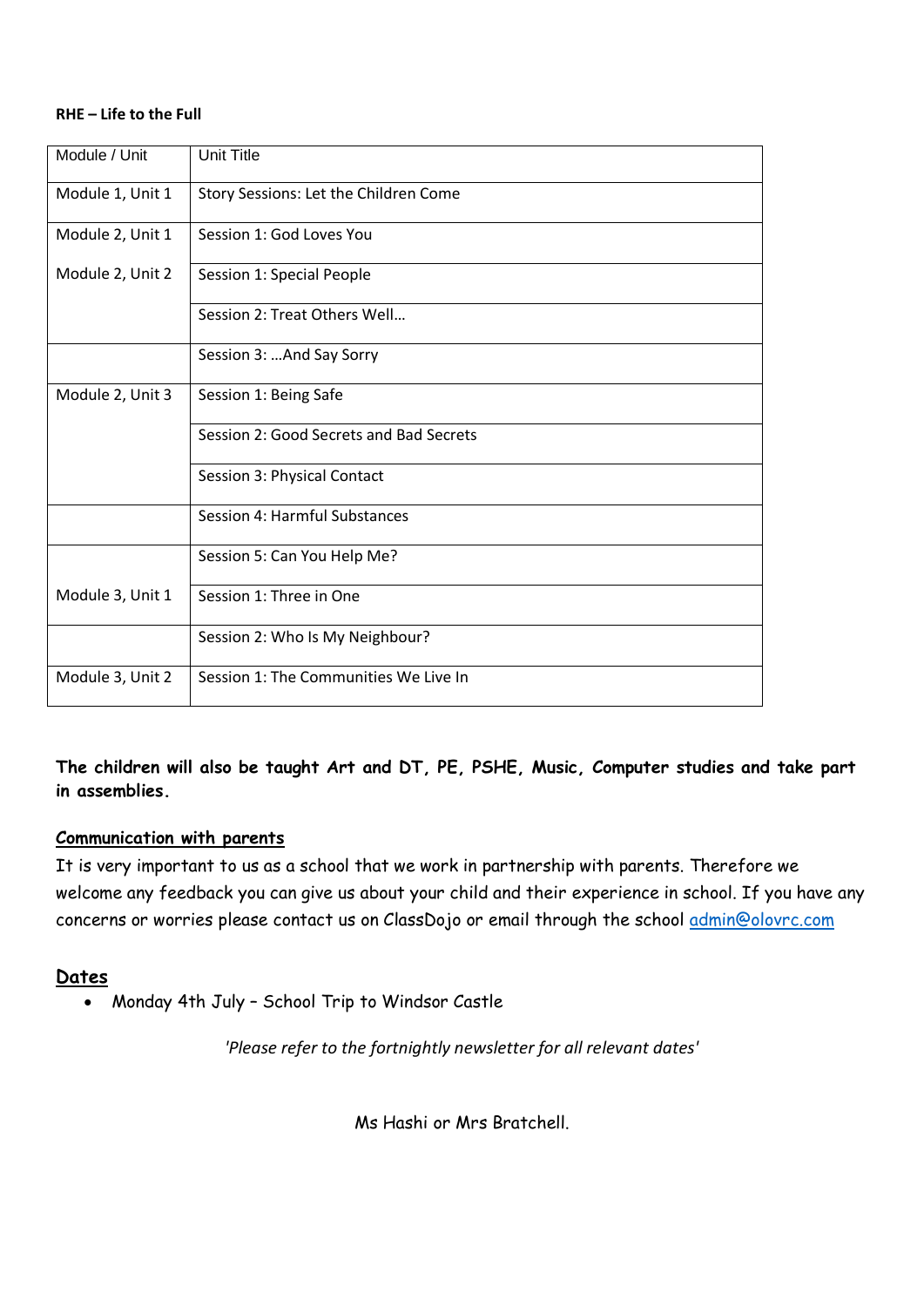**RHE – Life to the Full**

| Module / Unit | Unit Title |
|---|---|
| Module 1, Unit 1 | Story Sessions: Let the Children Come |
| Module 2, Unit 1 | Session 1: God Loves You |
| Module 2, Unit 2 | Session 1: Special People |
| | Session 2: Treat Others Well… |
| | Session 3: …And Say Sorry |
| Module 2, Unit 3 | Session 1: Being Safe |
| | Session 2: Good Secrets and Bad Secrets |
| | Session 3: Physical Contact |
| | Session 4: Harmful Substances |
| | Session 5: Can You Help Me? |
| Module 3, Unit 1 | Session 1: Three in One |
| | Session 2: Who Is My Neighbour? |
| Module 3, Unit 2 | Session 1: The Communities We Live In |

**The children will also be taught Art and DT, PE, PSHE, Music, Computer studies and take part in assemblies.**

**Communication with parents**

It is very important to us as a school that we work in partnership with parents. Therefore we welcome any feedback you can give us about your child and their experience in school. If you have any concerns or worries please contact us on ClassDojo or email through the school admin@olovrc.com

## Dates

- Monday 4th July – School Trip to Windsor Castle

*'Please refer to the fortnightly newsletter for all relevant dates'*

Ms Hashi or Mrs Bratchell.